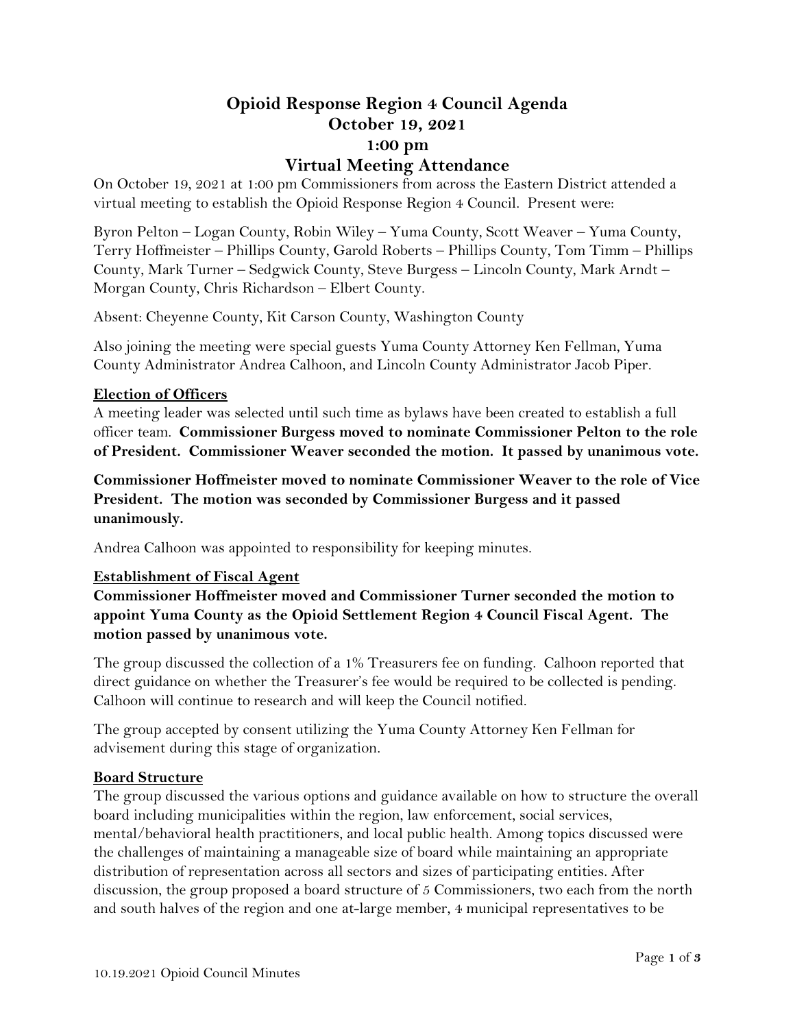# Opioid Response Region 4 Council Agenda
# October 19, 2021
# 1:00 pm
# Virtual Meeting Attendance

On October 19, 2021 at 1:00 pm Commissioners from across the Eastern District attended a virtual meeting to establish the Opioid Response Region 4 Council. Present were:

Byron Pelton – Logan County, Robin Wiley – Yuma County, Scott Weaver – Yuma County, Terry Hoffmeister – Phillips County, Garold Roberts – Phillips County, Tom Timm – Phillips County, Mark Turner – Sedgwick County, Steve Burgess – Lincoln County, Mark Arndt – Morgan County, Chris Richardson – Elbert County.

Absent: Cheyenne County, Kit Carson County, Washington County

Also joining the meeting were special guests Yuma County Attorney Ken Fellman, Yuma County Administrator Andrea Calhoon, and Lincoln County Administrator Jacob Piper.

**Election of Officers**

A meeting leader was selected until such time as bylaws have been created to establish a full officer team. **Commissioner Burgess moved to nominate Commissioner Pelton to the role of President. Commissioner Weaver seconded the motion. It passed by unanimous vote.**

**Commissioner Hoffmeister moved to nominate Commissioner Weaver to the role of Vice President. The motion was seconded by Commissioner Burgess and it passed unanimously.**

Andrea Calhoon was appointed to responsibility for keeping minutes.

**Establishment of Fiscal Agent**

**Commissioner Hoffmeister moved and Commissioner Turner seconded the motion to appoint Yuma County as the Opioid Settlement Region 4 Council Fiscal Agent. The motion passed by unanimous vote.**

The group discussed the collection of a 1% Treasurers fee on funding. Calhoon reported that direct guidance on whether the Treasurer's fee would be required to be collected is pending. Calhoon will continue to research and will keep the Council notified.

The group accepted by consent utilizing the Yuma County Attorney Ken Fellman for advisement during this stage of organization.

**Board Structure**

The group discussed the various options and guidance available on how to structure the overall board including municipalities within the region, law enforcement, social services, mental/behavioral health practitioners, and local public health. Among topics discussed were the challenges of maintaining a manageable size of board while maintaining an appropriate distribution of representation across all sectors and sizes of participating entities. After discussion, the group proposed a board structure of 5 Commissioners, two each from the north and south halves of the region and one at-large member, 4 municipal representatives to be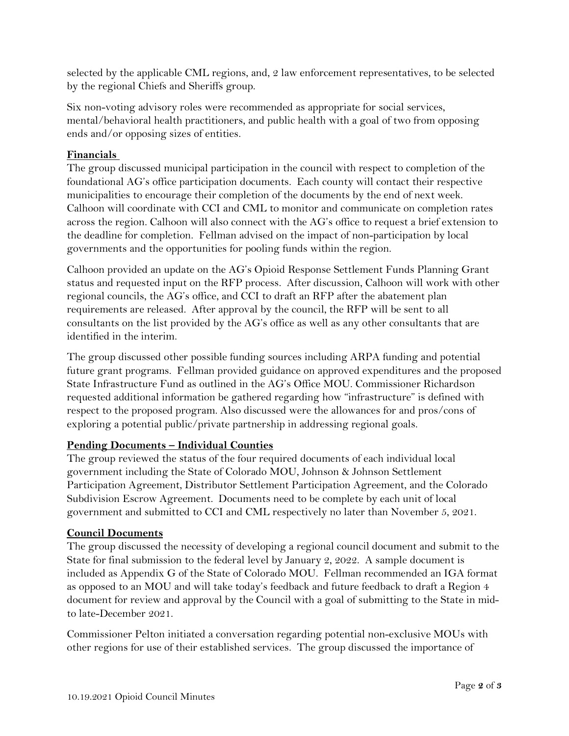selected by the applicable CML regions, and, 2 law enforcement representatives, to be selected by the regional Chiefs and Sheriffs group.

Six non-voting advisory roles were recommended as appropriate for social services, mental/behavioral health practitioners, and public health with a goal of two from opposing ends and/or opposing sizes of entities.

**Financials**

The group discussed municipal participation in the council with respect to completion of the foundational AG's office participation documents. Each county will contact their respective municipalities to encourage their completion of the documents by the end of next week. Calhoon will coordinate with CCI and CML to monitor and communicate on completion rates across the region. Calhoon will also connect with the AG's office to request a brief extension to the deadline for completion. Fellman advised on the impact of non-participation by local governments and the opportunities for pooling funds within the region.

Calhoon provided an update on the AG's Opioid Response Settlement Funds Planning Grant status and requested input on the RFP process. After discussion, Calhoon will work with other regional councils, the AG's office, and CCI to draft an RFP after the abatement plan requirements are released. After approval by the council, the RFP will be sent to all consultants on the list provided by the AG's office as well as any other consultants that are identified in the interim.

The group discussed other possible funding sources including ARPA funding and potential future grant programs. Fellman provided guidance on approved expenditures and the proposed State Infrastructure Fund as outlined in the AG's Office MOU. Commissioner Richardson requested additional information be gathered regarding how "infrastructure" is defined with respect to the proposed program. Also discussed were the allowances for and pros/cons of exploring a potential public/private partnership in addressing regional goals.

**Pending Documents – Individual Counties**

The group reviewed the status of the four required documents of each individual local government including the State of Colorado MOU, Johnson & Johnson Settlement Participation Agreement, Distributor Settlement Participation Agreement, and the Colorado Subdivision Escrow Agreement. Documents need to be complete by each unit of local government and submitted to CCI and CML respectively no later than November 5, 2021.

**Council Documents**

The group discussed the necessity of developing a regional council document and submit to the State for final submission to the federal level by January 2, 2022. A sample document is included as Appendix G of the State of Colorado MOU. Fellman recommended an IGA format as opposed to an MOU and will take today's feedback and future feedback to draft a Region 4 document for review and approval by the Council with a goal of submitting to the State in mid- to late-December 2021.

Commissioner Pelton initiated a conversation regarding potential non-exclusive MOUs with other regions for use of their established services. The group discussed the importance of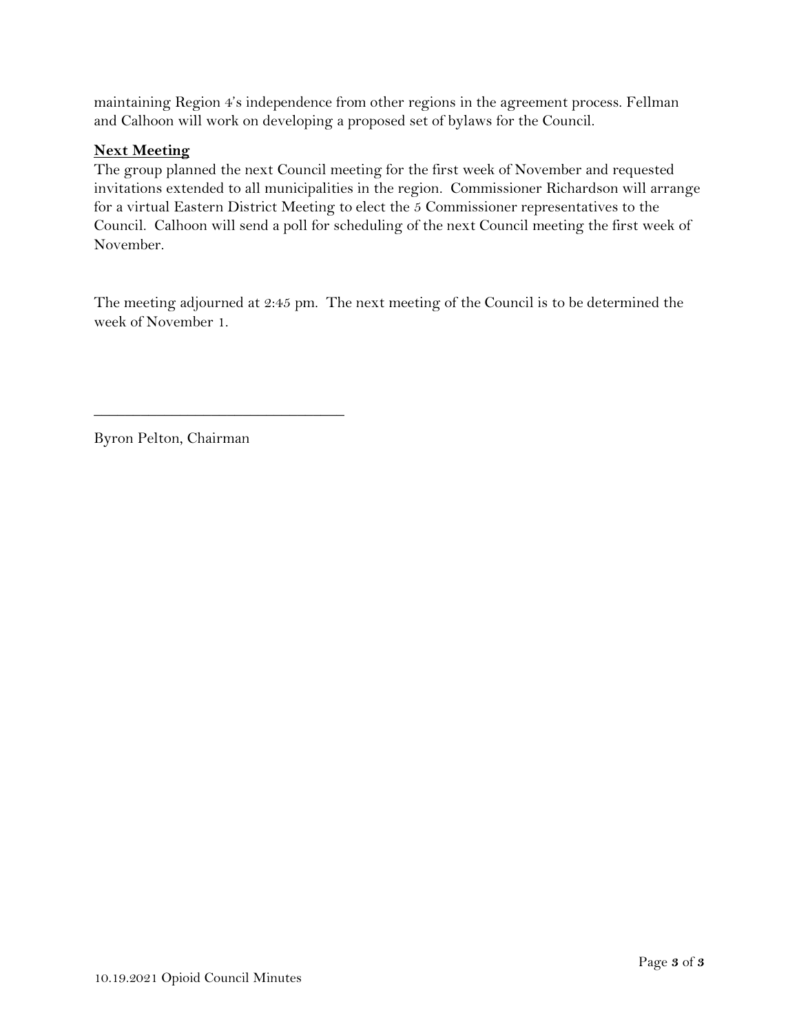maintaining Region 4's independence from other regions in the agreement process. Fellman and Calhoon will work on developing a proposed set of bylaws for the Council.

**Next Meeting**

The group planned the next Council meeting for the first week of November and requested invitations extended to all municipalities in the region. Commissioner Richardson will arrange for a virtual Eastern District Meeting to elect the 5 Commissioner representatives to the Council. Calhoon will send a poll for scheduling of the next Council meeting the first week of November.

The meeting adjourned at 2:45 pm. The next meeting of the Council is to be determined the week of November 1.

_______________________________

Byron Pelton, Chairman